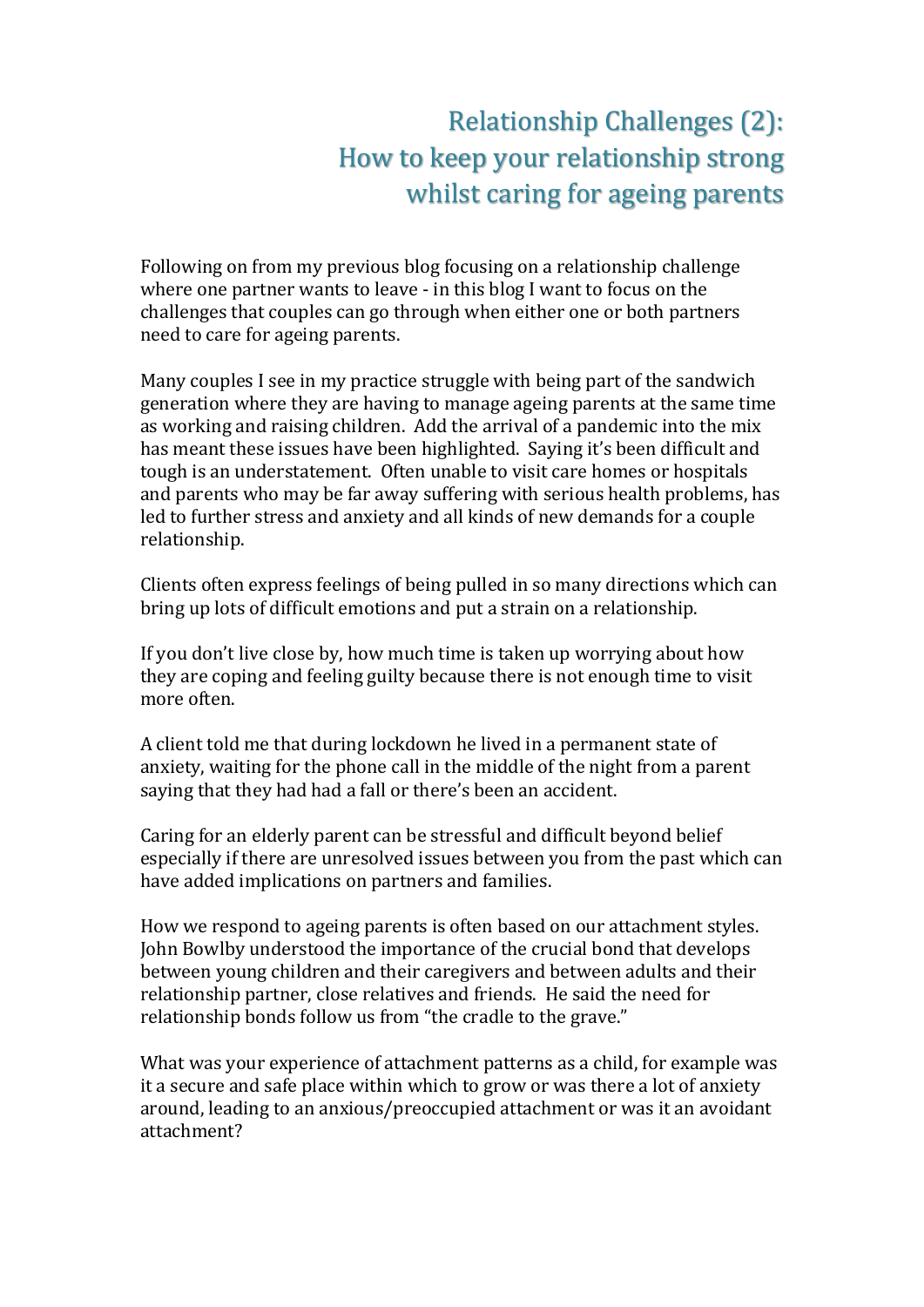# Relationship Challenges (2): How to keep your relationship strong whilst caring for ageing parents

Following on from my previous blog focusing on a relationship challenge where one partner wants to leave - in this blog I want to focus on the challenges that couples can go through when either one or both partners need to care for ageing parents.

Many couples I see in my practice struggle with being part of the sandwich generation where they are having to manage ageing parents at the same time as working and raising children. Add the arrival of a pandemic into the mix has meant these issues have been highlighted. Saying it's been difficult and tough is an understatement. Often unable to visit care homes or hospitals and parents who may be far away suffering with serious health problems, has led to further stress and anxiety and all kinds of new demands for a couple relationship.

Clients often express feelings of being pulled in so many directions which can bring up lots of difficult emotions and put a strain on a relationship.

If you don't live close by, how much time is taken up worrying about how they are coping and feeling guilty because there is not enough time to visit more often.

A client told me that during lockdown he lived in a permanent state of anxiety, waiting for the phone call in the middle of the night from a parent saying that they had had a fall or there's been an accident.

Caring for an elderly parent can be stressful and difficult beyond belief especially if there are unresolved issues between you from the past which can have added implications on partners and families.

How we respond to ageing parents is often based on our attachment styles. John Bowlby understood the importance of the crucial bond that develops between young children and their caregivers and between adults and their relationship partner, close relatives and friends. He said the need for relationship bonds follow us from "the cradle to the grave."

What was your experience of attachment patterns as a child, for example was it a secure and safe place within which to grow or was there a lot of anxiety around, leading to an anxious/preoccupied attachment or was it an avoidant attachment?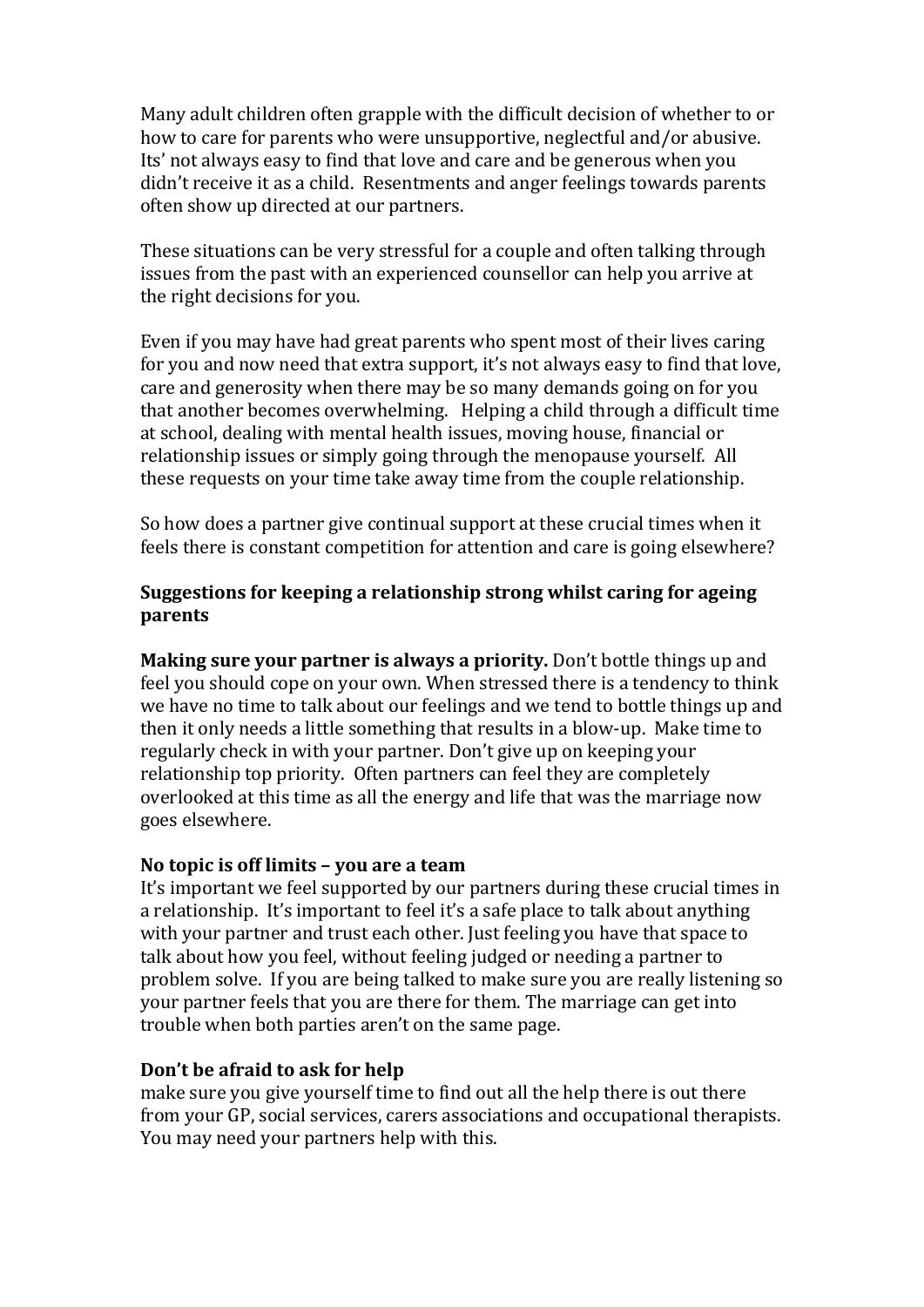Many adult children often grapple with the difficult decision of whether to or how to care for parents who were unsupportive, neglectful and/or abusive. Its' not always easy to find that love and care and be generous when you didn't receive it as a child. Resentments and anger feelings towards parents often show up directed at our partners.

These situations can be very stressful for a couple and often talking through issues from the past with an experienced counsellor can help you arrive at the right decisions for you.

Even if you may have had great parents who spent most of their lives caring for you and now need that extra support, it's not always easy to find that love, care and generosity when there may be so many demands going on for you that another becomes overwhelming. Helping a child through a difficult time at school, dealing with mental health issues, moving house, financial or relationship issues or simply going through the menopause yourself. All these requests on your time take away time from the couple relationship.

So how does a partner give continual support at these crucial times when it feels there is constant competition for attention and care is going elsewhere?

**Suggestions for keeping a relationship strong whilst caring for ageing parents**

**Making sure your partner is always a priority.** Don't bottle things up and feel you should cope on your own. When stressed there is a tendency to think we have no time to talk about our feelings and we tend to bottle things up and then it only needs a little something that results in a blow-up. Make time to regularly check in with your partner. Don't give up on keeping your relationship top priority. Often partners can feel they are completely overlooked at this time as all the energy and life that was the marriage now goes elsewhere.

**No topic is off limits – you are a team**

It's important we feel supported by our partners during these crucial times in a relationship. It's important to feel it's a safe place to talk about anything with your partner and trust each other. Just feeling you have that space to talk about how you feel, without feeling judged or needing a partner to problem solve. If you are being talked to make sure you are really listening so your partner feels that you are there for them. The marriage can get into trouble when both parties aren't on the same page.

**Don't be afraid to ask for help**

make sure you give yourself time to find out all the help there is out there from your GP, social services, carers associations and occupational therapists. You may need your partners help with this.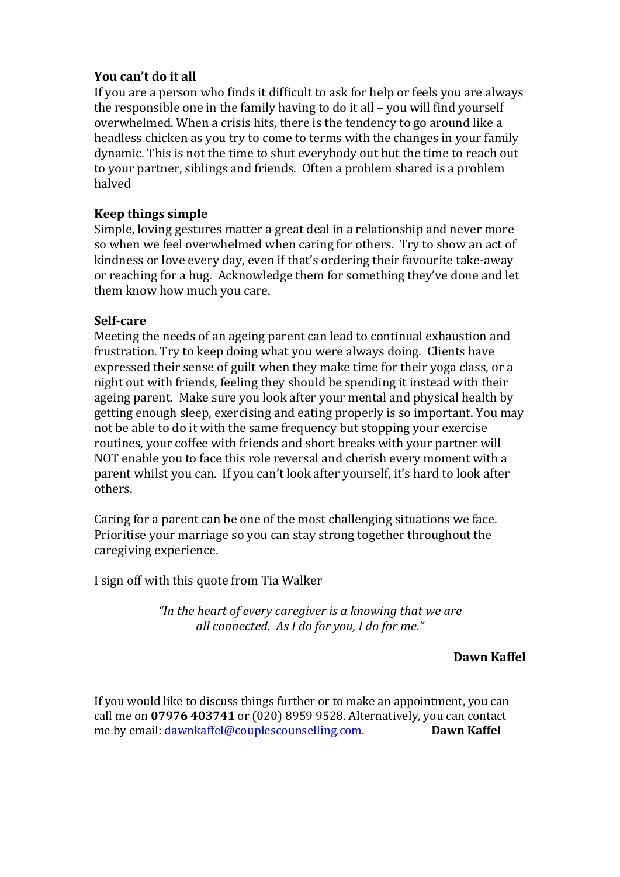**You can't do it all**
If you are a person who finds it difficult to ask for help or feels you are always the responsible one in the family having to do it all – you will find yourself overwhelmed. When a crisis hits, there is the tendency to go around like a headless chicken as you try to come to terms with the changes in your family dynamic. This is not the time to shut everybody out but the time to reach out to your partner, siblings and friends. Often a problem shared is a problem halved

**Keep things simple**
Simple, loving gestures matter a great deal in a relationship and never more so when we feel overwhelmed when caring for others. Try to show an act of kindness or love every day, even if that's ordering their favourite take-away or reaching for a hug. Acknowledge them for something they've done and let them know how much you care.

**Self-care**
Meeting the needs of an ageing parent can lead to continual exhaustion and frustration. Try to keep doing what you were always doing. Clients have expressed their sense of guilt when they make time for their yoga class, or a night out with friends, feeling they should be spending it instead with their ageing parent. Make sure you look after your mental and physical health by getting enough sleep, exercising and eating properly is so important. You may not be able to do it with the same frequency but stopping your exercise routines, your coffee with friends and short breaks with your partner will NOT enable you to face this role reversal and cherish every moment with a parent whilst you can. If you can't look after yourself, it's hard to look after others.

Caring for a parent can be one of the most challenging situations we face. Prioritise your marriage so you can stay strong together throughout the caregiving experience.

I sign off with this quote from Tia Walker

*"In the heart of every caregiver is a knowing that we are all connected. As I do for you, I do for me."*

**Dawn Kaffel**

If you would like to discuss things further or to make an appointment, you can call me on **07976 403741** or (020) 8959 9528. Alternatively, you can contact me by email: [dawnkaffel@couplescounselling.com](mailto:dawnkaffel@couplescounselling.com). **Dawn Kaffel**